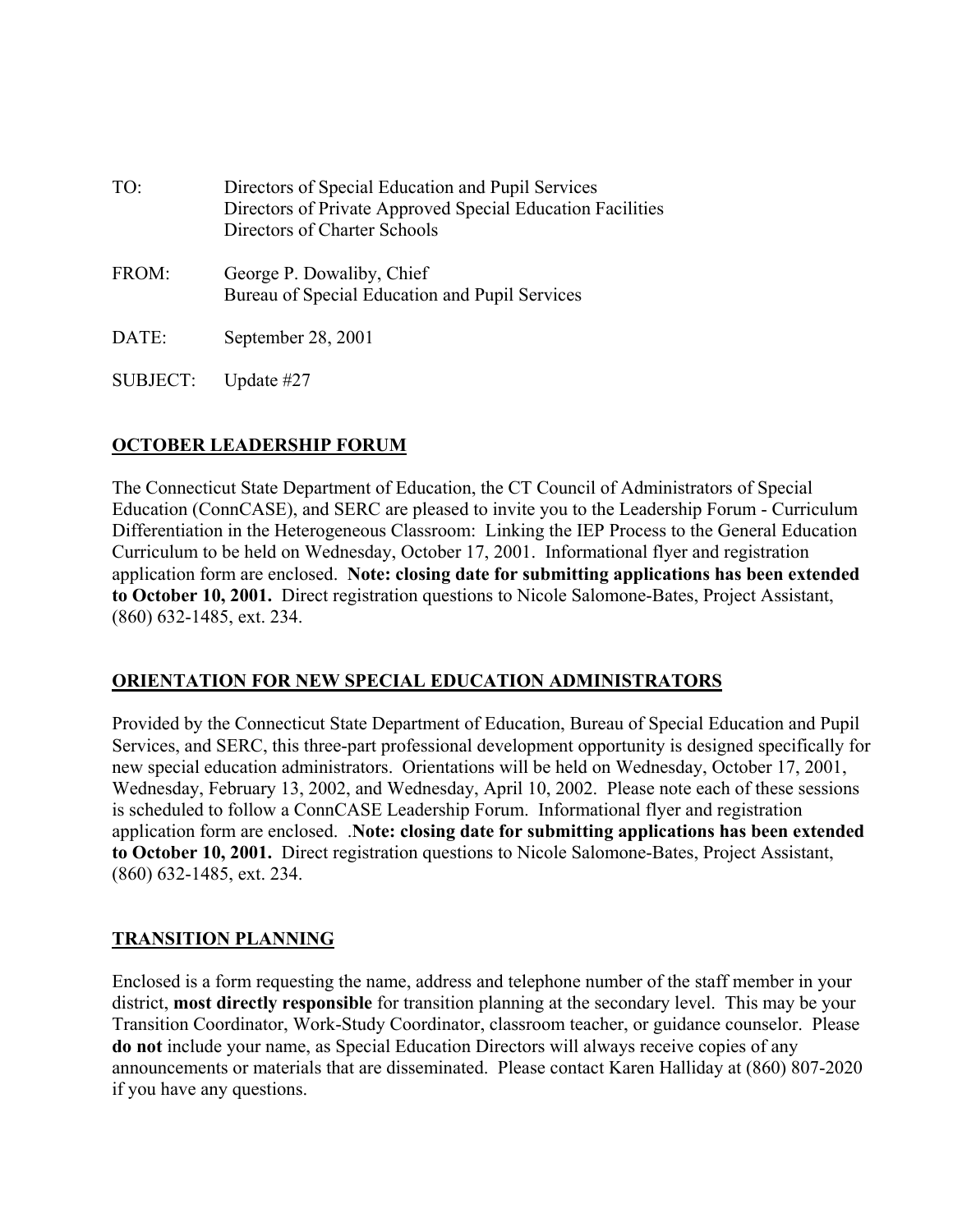TO: Directors of Special Education and Pupil Services
Directors of Private Approved Special Education Facilities
Directors of Charter Schools

FROM: George P. Dowaliby, Chief
Bureau of Special Education and Pupil Services

DATE: September 28, 2001

SUBJECT: Update #27

## OCTOBER LEADERSHIP FORUM

The Connecticut State Department of Education, the CT Council of Administrators of Special Education (ConnCASE), and SERC are pleased to invite you to the Leadership Forum - Curriculum Differentiation in the Heterogeneous Classroom: Linking the IEP Process to the General Education Curriculum to be held on Wednesday, October 17, 2001. Informational flyer and registration application form are enclosed. **Note: closing date for submitting applications has been extended to October 10, 2001.** Direct registration questions to Nicole Salomone-Bates, Project Assistant, (860) 632-1485, ext. 234.

## ORIENTATION FOR NEW SPECIAL EDUCATION ADMINISTRATORS

Provided by the Connecticut State Department of Education, Bureau of Special Education and Pupil Services, and SERC, this three-part professional development opportunity is designed specifically for new special education administrators. Orientations will be held on Wednesday, October 17, 2001, Wednesday, February 13, 2002, and Wednesday, April 10, 2002. Please note each of these sessions is scheduled to follow a ConnCASE Leadership Forum. Informational flyer and registration application form are enclosed. .**Note: closing date for submitting applications has been extended to October 10, 2001.** Direct registration questions to Nicole Salomone-Bates, Project Assistant, (860) 632-1485, ext. 234.

## TRANSITION PLANNING

Enclosed is a form requesting the name, address and telephone number of the staff member in your district, **most directly responsible** for transition planning at the secondary level. This may be your Transition Coordinator, Work-Study Coordinator, classroom teacher, or guidance counselor. Please **do not** include your name, as Special Education Directors will always receive copies of any announcements or materials that are disseminated. Please contact Karen Halliday at (860) 807-2020 if you have any questions.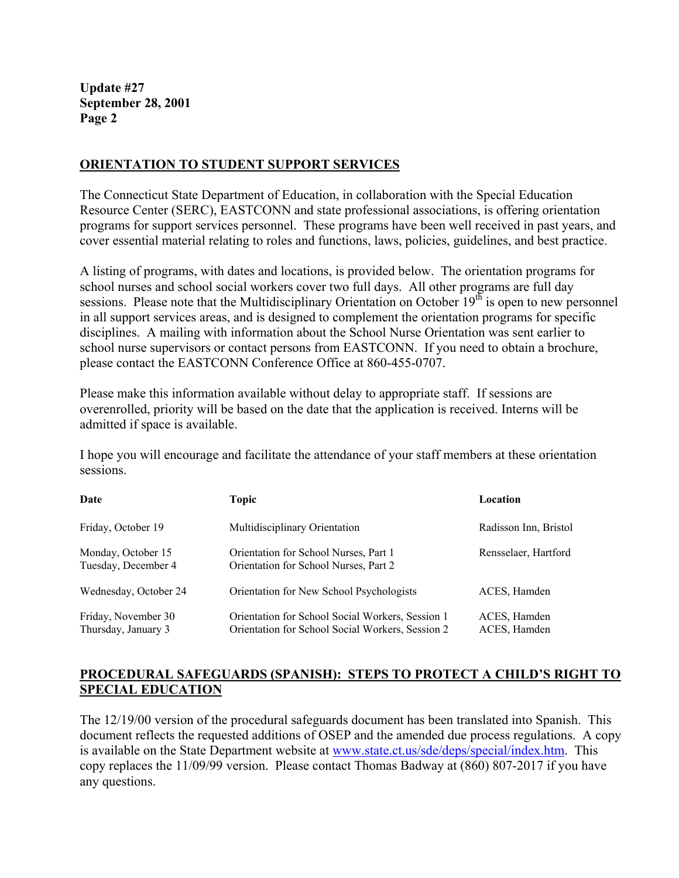## ORIENTATION TO STUDENT SUPPORT SERVICES

The Connecticut State Department of Education, in collaboration with the Special Education Resource Center (SERC), EASTCONN and state professional associations, is offering orientation programs for support services personnel. These programs have been well received in past years, and cover essential material relating to roles and functions, laws, policies, guidelines, and best practice.

A listing of programs, with dates and locations, is provided below. The orientation programs for school nurses and school social workers cover two full days. All other programs are full day sessions. Please note that the Multidisciplinary Orientation on October 19th is open to new personnel in all support services areas, and is designed to complement the orientation programs for specific disciplines. A mailing with information about the School Nurse Orientation was sent earlier to school nurse supervisors or contact persons from EASTCONN. If you need to obtain a brochure, please contact the EASTCONN Conference Office at 860-455-0707.

Please make this information available without delay to appropriate staff. If sessions are overenrolled, priority will be based on the date that the application is received. Interns will be admitted if space is available.

I hope you will encourage and facilitate the attendance of your staff members at these orientation sessions.

| Date | Topic | Location |
|---|---|---|
| Friday, October 19 | Multidisciplinary Orientation | Radisson Inn, Bristol |
| Monday, October 15 | Orientation for School Nurses, Part 1 | Rensselaer, Hartford |
| Tuesday, December 4 | Orientation for School Nurses, Part 2 | |
| Wednesday, October 24 | Orientation for New School Psychologists | ACES, Hamden |
| Friday, November 30 | Orientation for School Social Workers, Session 1 | ACES, Hamden |
| Thursday, January 3 | Orientation for School Social Workers, Session 2 | ACES, Hamden |

## PROCEDURAL SAFEGUARDS (SPANISH): STEPS TO PROTECT A CHILD'S RIGHT TO SPECIAL EDUCATION

The 12/19/00 version of the procedural safeguards document has been translated into Spanish. This document reflects the requested additions of OSEP and the amended due process regulations. A copy is available on the State Department website at www.state.ct.us/sde/deps/special/index.htm. This copy replaces the 11/09/99 version. Please contact Thomas Badway at (860) 807-2017 if you have any questions.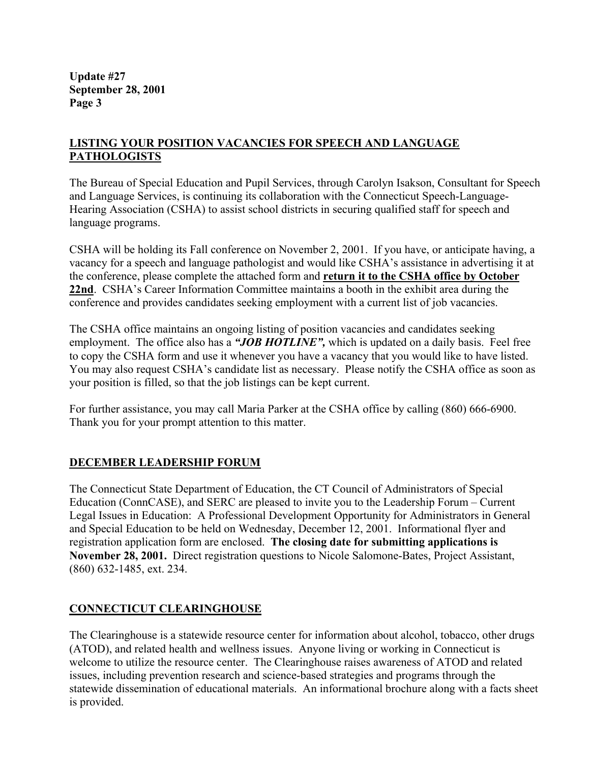## LISTING YOUR POSITION VACANCIES FOR SPEECH AND LANGUAGE PATHOLOGISTS

The Bureau of Special Education and Pupil Services, through Carolyn Isakson, Consultant for Speech and Language Services, is continuing its collaboration with the Connecticut Speech-Language-Hearing Association (CSHA) to assist school districts in securing qualified staff for speech and language programs.

CSHA will be holding its Fall conference on November 2, 2001. If you have, or anticipate having, a vacancy for a speech and language pathologist and would like CSHA's assistance in advertising it at the conference, please complete the attached form and **return it to the CSHA office by October 22nd**. CSHA's Career Information Committee maintains a booth in the exhibit area during the conference and provides candidates seeking employment with a current list of job vacancies.

The CSHA office maintains an ongoing listing of position vacancies and candidates seeking employment. The office also has a ***"JOB HOTLINE",*** which is updated on a daily basis. Feel free to copy the CSHA form and use it whenever you have a vacancy that you would like to have listed. You may also request CSHA's candidate list as necessary. Please notify the CSHA office as soon as your position is filled, so that the job listings can be kept current.

For further assistance, you may call Maria Parker at the CSHA office by calling (860) 666-6900. Thank you for your prompt attention to this matter.

## DECEMBER LEADERSHIP FORUM

The Connecticut State Department of Education, the CT Council of Administrators of Special Education (ConnCASE), and SERC are pleased to invite you to the Leadership Forum – Current Legal Issues in Education: A Professional Development Opportunity for Administrators in General and Special Education to be held on Wednesday, December 12, 2001. Informational flyer and registration application form are enclosed. **The closing date for submitting applications is November 28, 2001.** Direct registration questions to Nicole Salomone-Bates, Project Assistant, (860) 632-1485, ext. 234.

## CONNECTICUT CLEARINGHOUSE

The Clearinghouse is a statewide resource center for information about alcohol, tobacco, other drugs (ATOD), and related health and wellness issues. Anyone living or working in Connecticut is welcome to utilize the resource center. The Clearinghouse raises awareness of ATOD and related issues, including prevention research and science-based strategies and programs through the statewide dissemination of educational materials. An informational brochure along with a facts sheet is provided.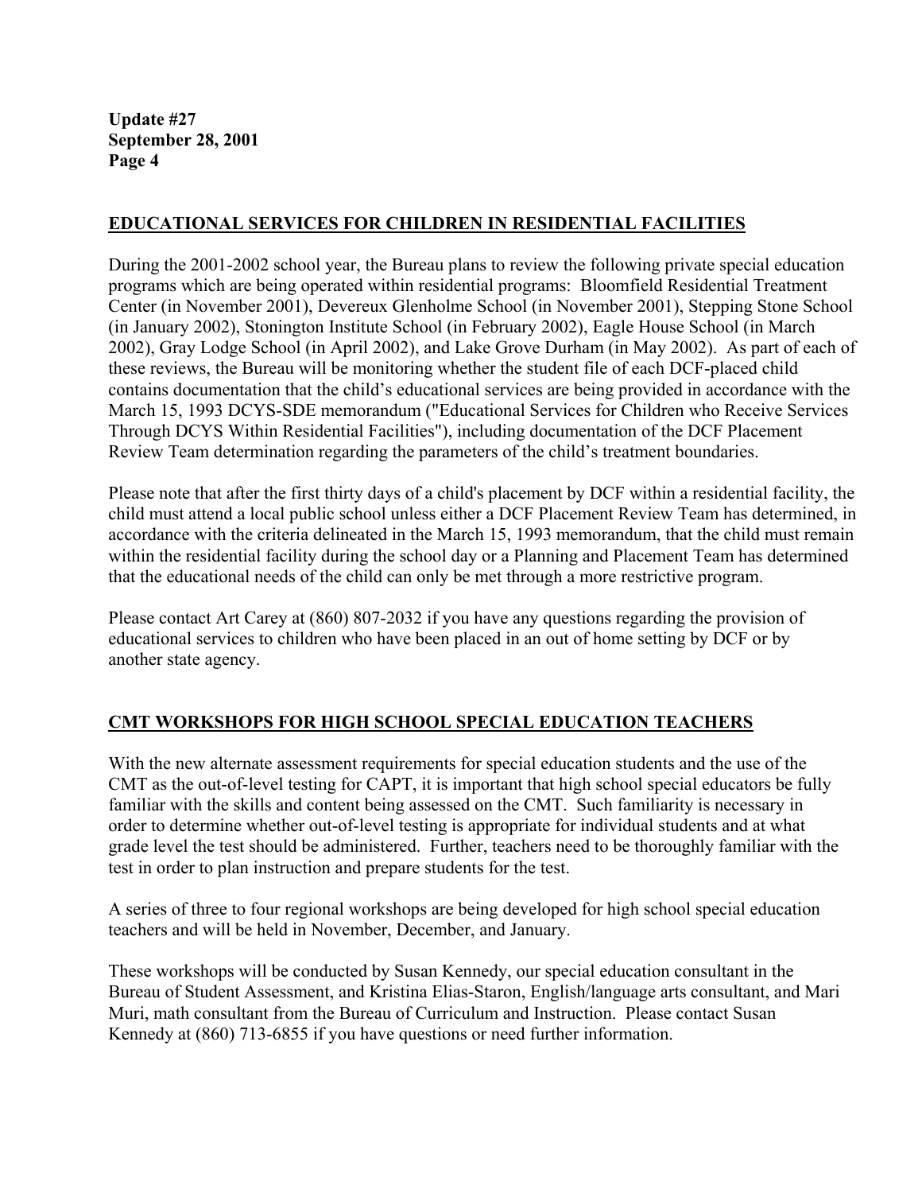## EDUCATIONAL SERVICES FOR CHILDREN IN RESIDENTIAL FACILITIES

During the 2001-2002 school year, the Bureau plans to review the following private special education programs which are being operated within residential programs: Bloomfield Residential Treatment Center (in November 2001), Devereux Glenholme School (in November 2001), Stepping Stone School (in January 2002), Stonington Institute School (in February 2002), Eagle House School (in March 2002), Gray Lodge School (in April 2002), and Lake Grove Durham (in May 2002). As part of each of these reviews, the Bureau will be monitoring whether the student file of each DCF-placed child contains documentation that the child's educational services are being provided in accordance with the March 15, 1993 DCYS-SDE memorandum ("Educational Services for Children who Receive Services Through DCYS Within Residential Facilities"), including documentation of the DCF Placement Review Team determination regarding the parameters of the child's treatment boundaries.

Please note that after the first thirty days of a child's placement by DCF within a residential facility, the child must attend a local public school unless either a DCF Placement Review Team has determined, in accordance with the criteria delineated in the March 15, 1993 memorandum, that the child must remain within the residential facility during the school day or a Planning and Placement Team has determined that the educational needs of the child can only be met through a more restrictive program.

Please contact Art Carey at (860) 807-2032 if you have any questions regarding the provision of educational services to children who have been placed in an out of home setting by DCF or by another state agency.

## CMT WORKSHOPS FOR HIGH SCHOOL SPECIAL EDUCATION TEACHERS

With the new alternate assessment requirements for special education students and the use of the CMT as the out-of-level testing for CAPT, it is important that high school special educators be fully familiar with the skills and content being assessed on the CMT. Such familiarity is necessary in order to determine whether out-of-level testing is appropriate for individual students and at what grade level the test should be administered. Further, teachers need to be thoroughly familiar with the test in order to plan instruction and prepare students for the test.

A series of three to four regional workshops are being developed for high school special education teachers and will be held in November, December, and January.

These workshops will be conducted by Susan Kennedy, our special education consultant in the Bureau of Student Assessment, and Kristina Elias-Staron, English/language arts consultant, and Mari Muri, math consultant from the Bureau of Curriculum and Instruction. Please contact Susan Kennedy at (860) 713-6855 if you have questions or need further information.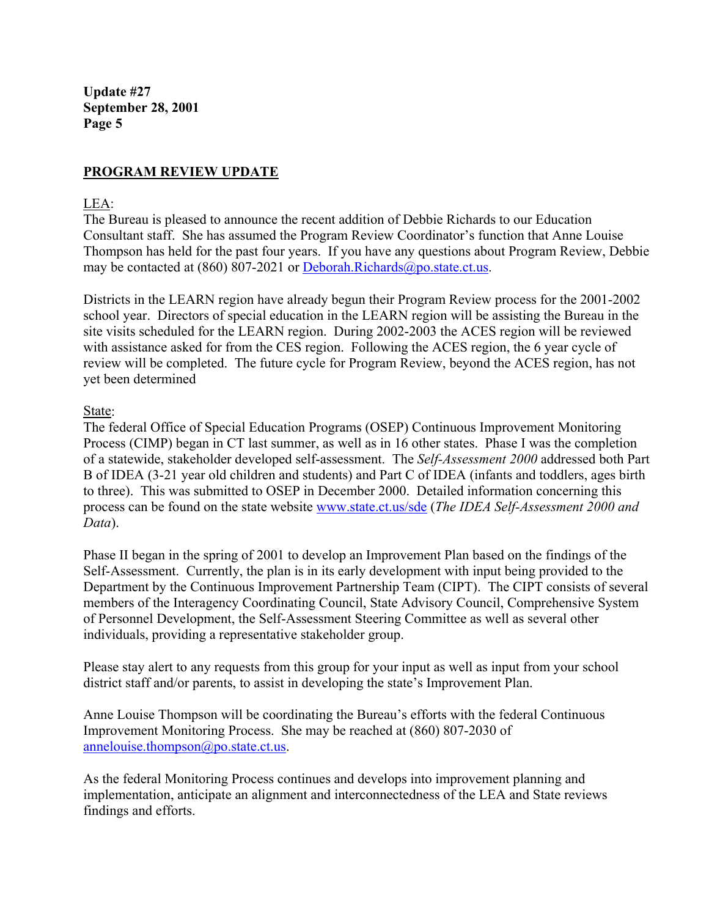## PROGRAM REVIEW UPDATE

LEA:
The Bureau is pleased to announce the recent addition of Debbie Richards to our Education Consultant staff. She has assumed the Program Review Coordinator's function that Anne Louise Thompson has held for the past four years. If you have any questions about Program Review, Debbie may be contacted at (860) 807-2021 or Deborah.Richards@po.state.ct.us.

Districts in the LEARN region have already begun their Program Review process for the 2001-2002 school year. Directors of special education in the LEARN region will be assisting the Bureau in the site visits scheduled for the LEARN region. During 2002-2003 the ACES region will be reviewed with assistance asked for from the CES region. Following the ACES region, the 6 year cycle of review will be completed. The future cycle for Program Review, beyond the ACES region, has not yet been determined

State:
The federal Office of Special Education Programs (OSEP) Continuous Improvement Monitoring Process (CIMP) began in CT last summer, as well as in 16 other states. Phase I was the completion of a statewide, stakeholder developed self-assessment. The *Self-Assessment 2000* addressed both Part B of IDEA (3-21 year old children and students) and Part C of IDEA (infants and toddlers, ages birth to three). This was submitted to OSEP in December 2000. Detailed information concerning this process can be found on the state website www.state.ct.us/sde (*The IDEA Self-Assessment 2000 and Data*).

Phase II began in the spring of 2001 to develop an Improvement Plan based on the findings of the Self-Assessment. Currently, the plan is in its early development with input being provided to the Department by the Continuous Improvement Partnership Team (CIPT). The CIPT consists of several members of the Interagency Coordinating Council, State Advisory Council, Comprehensive System of Personnel Development, the Self-Assessment Steering Committee as well as several other individuals, providing a representative stakeholder group.

Please stay alert to any requests from this group for your input as well as input from your school district staff and/or parents, to assist in developing the state's Improvement Plan.

Anne Louise Thompson will be coordinating the Bureau's efforts with the federal Continuous Improvement Monitoring Process. She may be reached at (860) 807-2030 of annelouise.thompson@po.state.ct.us.

As the federal Monitoring Process continues and develops into improvement planning and implementation, anticipate an alignment and interconnectedness of the LEA and State reviews findings and efforts.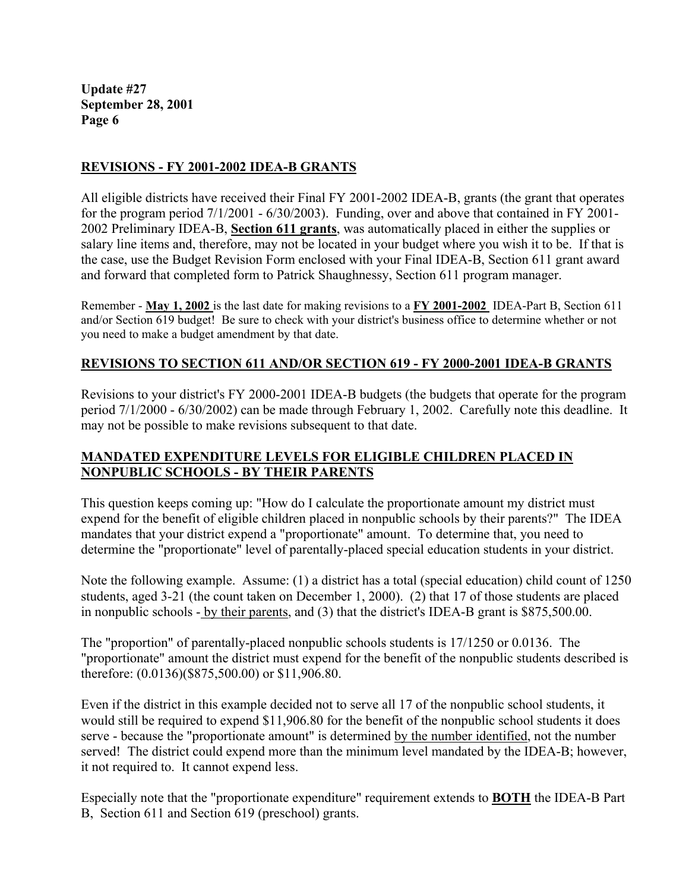**Update #27**
**September 28, 2001**
**Page 6**

## REVISIONS - FY 2001-2002 IDEA-B GRANTS

All eligible districts have received their Final FY 2001-2002 IDEA-B, grants (the grant that operates for the program period 7/1/2001 - 6/30/2003). Funding, over and above that contained in FY 2001-2002 Preliminary IDEA-B, **Section 611 grants**, was automatically placed in either the supplies or salary line items and, therefore, may not be located in your budget where you wish it to be. If that is the case, use the Budget Revision Form enclosed with your Final IDEA-B, Section 611 grant award and forward that completed form to Patrick Shaughnessy, Section 611 program manager.

Remember - **May 1, 2002** is the last date for making revisions to a **FY 2001-2002** IDEA-Part B, Section 611 and/or Section 619 budget! Be sure to check with your district's business office to determine whether or not you need to make a budget amendment by that date.

## REVISIONS TO SECTION 611 AND/OR SECTION 619 - FY 2000-2001 IDEA-B GRANTS

Revisions to your district's FY 2000-2001 IDEA-B budgets (the budgets that operate for the program period 7/1/2000 - 6/30/2002) can be made through February 1, 2002. Carefully note this deadline. It may not be possible to make revisions subsequent to that date.

## MANDATED EXPENDITURE LEVELS FOR ELIGIBLE CHILDREN PLACED IN NONPUBLIC SCHOOLS - BY THEIR PARENTS

This question keeps coming up: "How do I calculate the proportionate amount my district must expend for the benefit of eligible children placed in nonpublic schools by their parents?" The IDEA mandates that your district expend a "proportionate" amount. To determine that, you need to determine the "proportionate" level of parentally-placed special education students in your district.

Note the following example. Assume: (1) a district has a total (special education) child count of 1250 students, aged 3-21 (the count taken on December 1, 2000). (2) that 17 of those students are placed in nonpublic schools - by their parents, and (3) that the district's IDEA-B grant is $875,500.00.

The "proportion" of parentally-placed nonpublic schools students is 17/1250 or 0.0136. The "proportionate" amount the district must expend for the benefit of the nonpublic students described is therefore: (0.0136)($875,500.00) or $11,906.80.

Even if the district in this example decided not to serve all 17 of the nonpublic school students, it would still be required to expend $11,906.80 for the benefit of the nonpublic school students it does serve - because the "proportionate amount" is determined by the number identified, not the number served! The district could expend more than the minimum level mandated by the IDEA-B; however, it not required to. It cannot expend less.

Especially note that the "proportionate expenditure" requirement extends to **BOTH** the IDEA-B Part B, Section 611 and Section 619 (preschool) grants.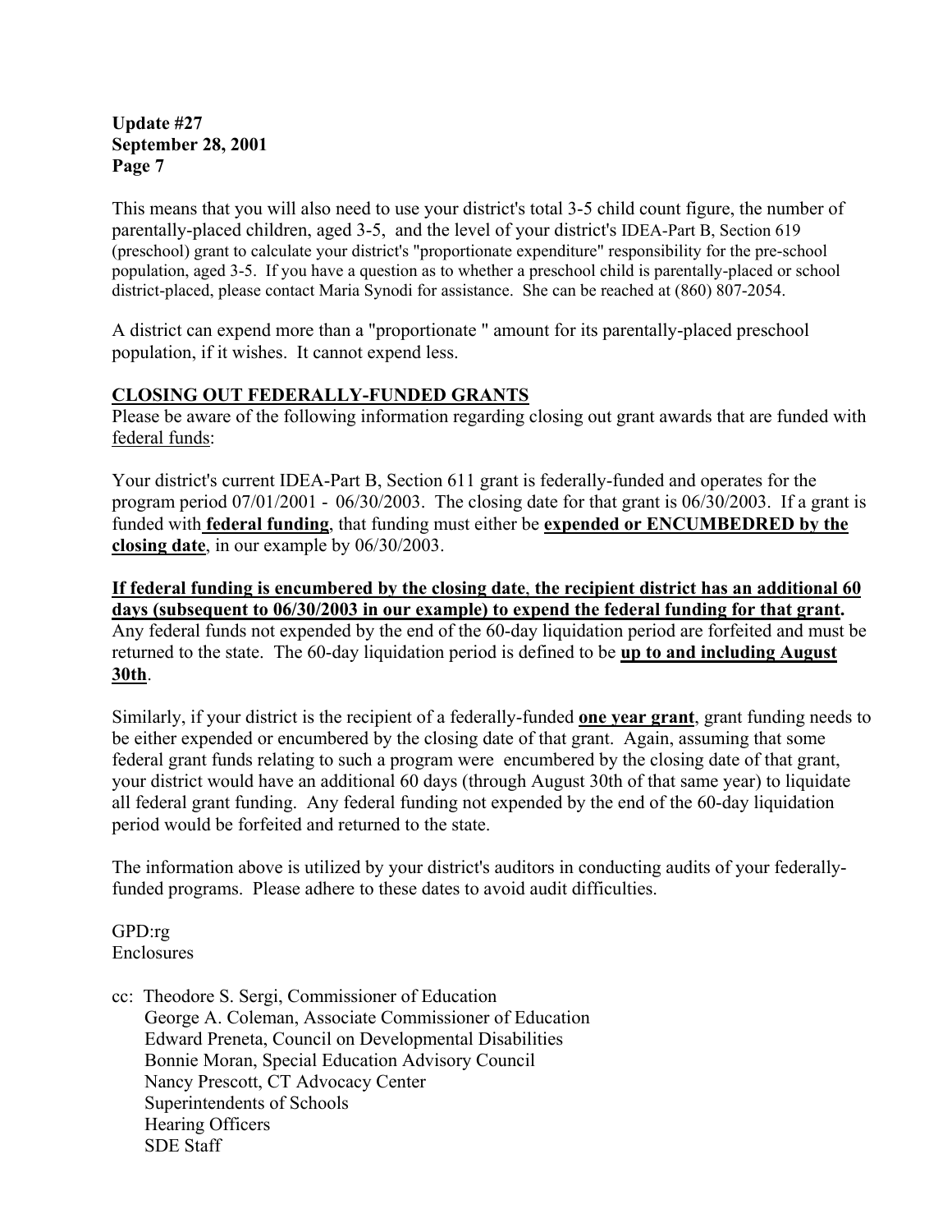This means that you will also need to use your district's total 3-5 child count figure, the number of parentally-placed children, aged 3-5, and the level of your district's IDEA-Part B, Section 619 (preschool) grant to calculate your district's "proportionate expenditure" responsibility for the pre-school population, aged 3-5. If you have a question as to whether a preschool child is parentally-placed or school district-placed, please contact Maria Synodi for assistance. She can be reached at (860) 807-2054.

A district can expend more than a "proportionate " amount for its parentally-placed preschool population, if it wishes. It cannot expend less.

**CLOSING OUT FEDERALLY-FUNDED GRANTS**

Please be aware of the following information regarding closing out grant awards that are funded with federal funds:

Your district's current IDEA-Part B, Section 611 grant is federally-funded and operates for the program period 07/01/2001 - 06/30/2003. The closing date for that grant is 06/30/2003. If a grant is funded with **federal funding**, that funding must either be **expended or ENCUMBEDRED by the closing date**, in our example by 06/30/2003.

**If federal funding is encumbered by the closing date, the recipient district has an additional 60 days (subsequent to 06/30/2003 in our example) to expend the federal funding for that grant.** Any federal funds not expended by the end of the 60-day liquidation period are forfeited and must be returned to the state. The 60-day liquidation period is defined to be **up to and including August 30th**.

Similarly, if your district is the recipient of a federally-funded **one year grant**, grant funding needs to be either expended or encumbered by the closing date of that grant. Again, assuming that some federal grant funds relating to such a program were encumbered by the closing date of that grant, your district would have an additional 60 days (through August 30th of that same year) to liquidate all federal grant funding. Any federal funding not expended by the end of the 60-day liquidation period would be forfeited and returned to the state.

The information above is utilized by your district's auditors in conducting audits of your federally-funded programs. Please adhere to these dates to avoid audit difficulties.

GPD:rg
Enclosures

cc: Theodore S. Sergi, Commissioner of Education
George A. Coleman, Associate Commissioner of Education
Edward Preneta, Council on Developmental Disabilities
Bonnie Moran, Special Education Advisory Council
Nancy Prescott, CT Advocacy Center
Superintendents of Schools
Hearing Officers
SDE Staff